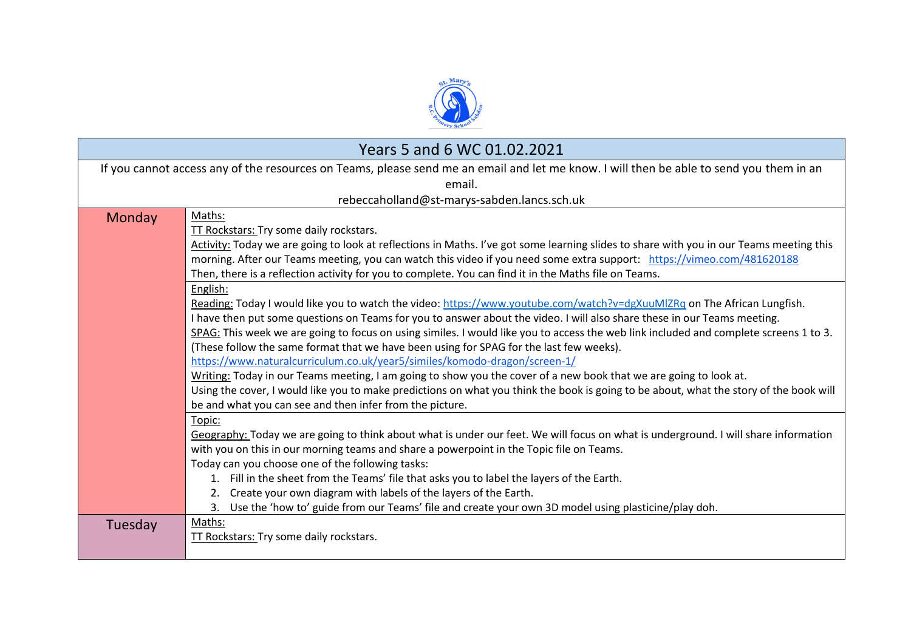| Years 5 and 6 WC 01.02.2021 | |
|---|---|
| If you cannot access any of the resources on Teams, please send me an email and let me know. I will then be able to send you them in an email.<br>rebeccaholland@st-marys-sabden.lancs.sch.uk | |
| Monday | Maths:<br>TT Rockstars: Try some daily rockstars.<br>Activity: Today we are going to look at reflections in Maths. I've got some learning slides to share with you in our Teams meeting this morning. After our Teams meeting, you can watch this video if you need some extra support: https://vimeo.com/481620188<br>Then, there is a reflection activity for you to complete. You can find it in the Maths file on Teams. |
| | English:<br>Reading: Today I would like you to watch the video: https://www.youtube.com/watch?v=dgXuuMlZRq on The African Lungfish.<br>I have then put some questions on Teams for you to answer about the video. I will also share these in our Teams meeting.<br>SPAG: This week we are going to focus on using similes. I would like you to access the web link included and complete screens 1 to 3. (These follow the same format that we have been using for SPAG for the last few weeks).<br>https://www.naturalcurriculum.co.uk/year5/similes/komodo-dragon/screen-1/<br>Writing: Today in our Teams meeting, I am going to show you the cover of a new book that we are going to look at.<br>Using the cover, I would like you to make predictions on what you think the book is going to be about, what the story of the book will be and what you can see and then infer from the picture. |
| | Topic:<br>Geography: Today we are going to think about what is under our feet. We will focus on what is underground. I will share information with you on this in our morning teams and share a powerpoint in the Topic file on Teams.<br>Today can you choose one of the following tasks:<br>1. Fill in the sheet from the Teams' file that asks you to label the layers of the Earth.<br>2. Create your own diagram with labels of the layers of the Earth.<br>3. Use the 'how to' guide from our Teams' file and create your own 3D model using plasticine/play doh. |
| Tuesday | Maths:<br>TT Rockstars: Try some daily rockstars. |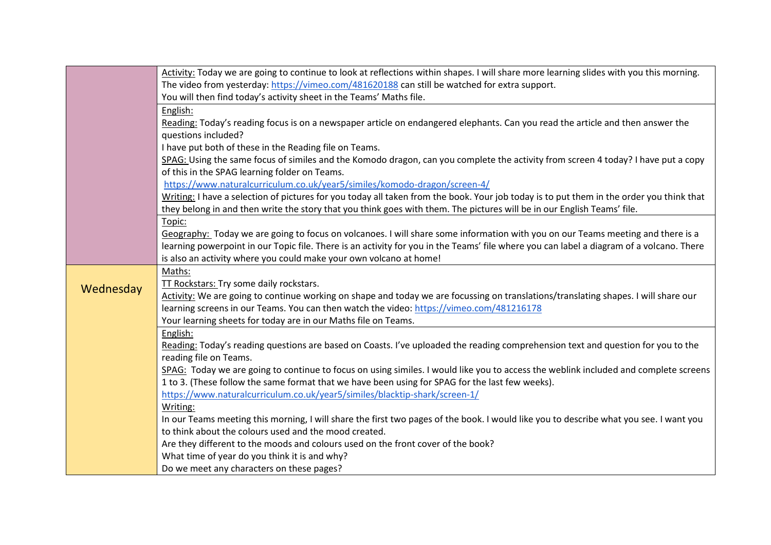| | |
|---|---|
| | Activity: Today we are going to continue to look at reflections within shapes. I will share more learning slides with you this morning. The video from yesterday: https://vimeo.com/481620188 can still be watched for extra support.<br>You will then find today's activity sheet in the Teams' Maths file. |
| | English:<br>Reading: Today's reading focus is on a newspaper article on endangered elephants. Can you read the article and then answer the questions included?<br>I have put both of these in the Reading file on Teams.<br>SPAG: Using the same focus of similes and the Komodo dragon, can you complete the activity from screen 4 today? I have put a copy of this in the SPAG learning folder on Teams.<br>https://www.naturalcurriculum.co.uk/year5/similes/komodo-dragon/screen-4/<br>Writing: I have a selection of pictures for you today all taken from the book. Your job today is to put them in the order you think that they belong in and then write the story that you think goes with them. The pictures will be in our English Teams' file. |
| | Topic:<br>Geography: Today we are going to focus on volcanoes. I will share some information with you on our Teams meeting and there is a learning powerpoint in our Topic file. There is an activity for you in the Teams' file where you can label a diagram of a volcano. There is also an activity where you could make your own volcano at home! |
| Wednesday | Maths:<br>TT Rockstars: Try some daily rockstars.<br>Activity: We are going to continue working on shape and today we are focussing on translations/translating shapes. I will share our learning screens in our Teams. You can then watch the video: https://vimeo.com/481216178<br>Your learning sheets for today are in our Maths file on Teams. |
| | English:<br>Reading: Today's reading questions are based on Coasts. I've uploaded the reading comprehension text and question for you to the reading file on Teams.<br>SPAG: Today we are going to continue to focus on using similes. I would like you to access the weblink included and complete screens 1 to 3. (These follow the same format that we have been using for SPAG for the last few weeks).<br>https://www.naturalcurriculum.co.uk/year5/similes/blacktip-shark/screen-1/<br>Writing:<br>In our Teams meeting this morning, I will share the first two pages of the book. I would like you to describe what you see. I want you to think about the colours used and the mood created.<br>Are they different to the moods and colours used on the front cover of the book?<br>What time of year do you think it is and why?<br>Do we meet any characters on these pages? |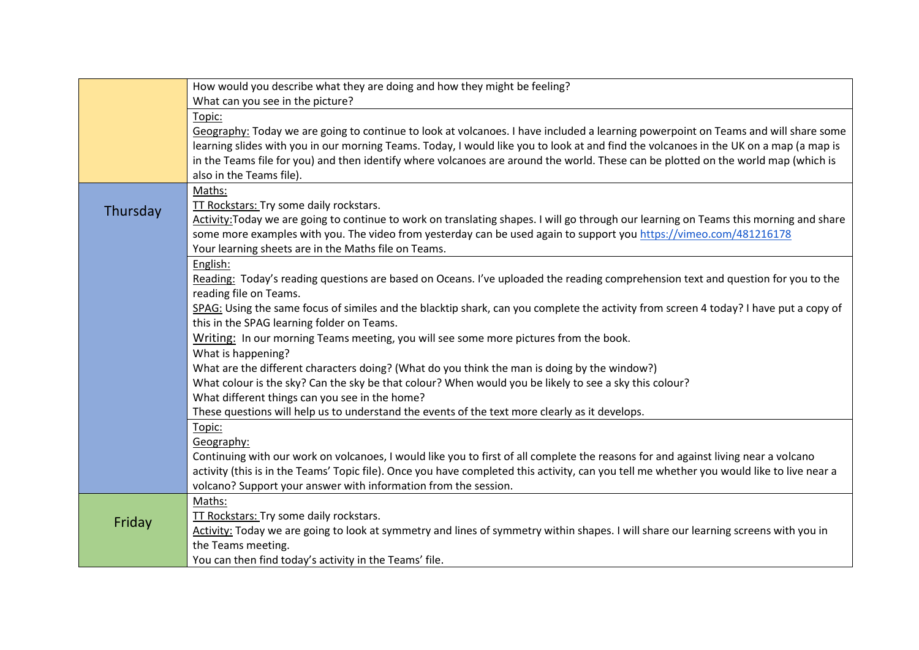| | |
|---|---|
| | How would you describe what they are doing and how they might be feeling?<br>What can you see in the picture? |
| | Topic:<br>Geography: Today we are going to continue to look at volcanoes. I have included a learning powerpoint on Teams and will share some learning slides with you in our morning Teams. Today, I would like you to look at and find the volcanoes in the UK on a map (a map is in the Teams file for you) and then identify where volcanoes are around the world. These can be plotted on the world map (which is also in the Teams file). |
| Thursday | Maths:<br>TT Rockstars: Try some daily rockstars.<br>Activity:Today we are going to continue to work on translating shapes. I will go through our learning on Teams this morning and share some more examples with you. The video from yesterday can be used again to support you https://vimeo.com/481216178<br>Your learning sheets are in the Maths file on Teams. |
| | English:<br>Reading: Today's reading questions are based on Oceans. I've uploaded the reading comprehension text and question for you to the reading file on Teams.<br>SPAG: Using the same focus of similes and the blacktip shark, can you complete the activity from screen 4 today? I have put a copy of this in the SPAG learning folder on Teams.<br>Writing: In our morning Teams meeting, you will see some more pictures from the book.<br>What is happening?<br>What are the different characters doing? (What do you think the man is doing by the window?)<br>What colour is the sky? Can the sky be that colour? When would you be likely to see a sky this colour?<br>What different things can you see in the home?<br>These questions will help us to understand the events of the text more clearly as it develops. |
| | Topic:<br>Geography:<br>Continuing with our work on volcanoes, I would like you to first of all complete the reasons for and against living near a volcano activity (this is in the Teams' Topic file). Once you have completed this activity, can you tell me whether you would like to live near a volcano? Support your answer with information from the session. |
| Friday | Maths:<br>TT Rockstars: Try some daily rockstars.<br>Activity: Today we are going to look at symmetry and lines of symmetry within shapes. I will share our learning screens with you in the Teams meeting.<br>You can then find today's activity in the Teams' file. |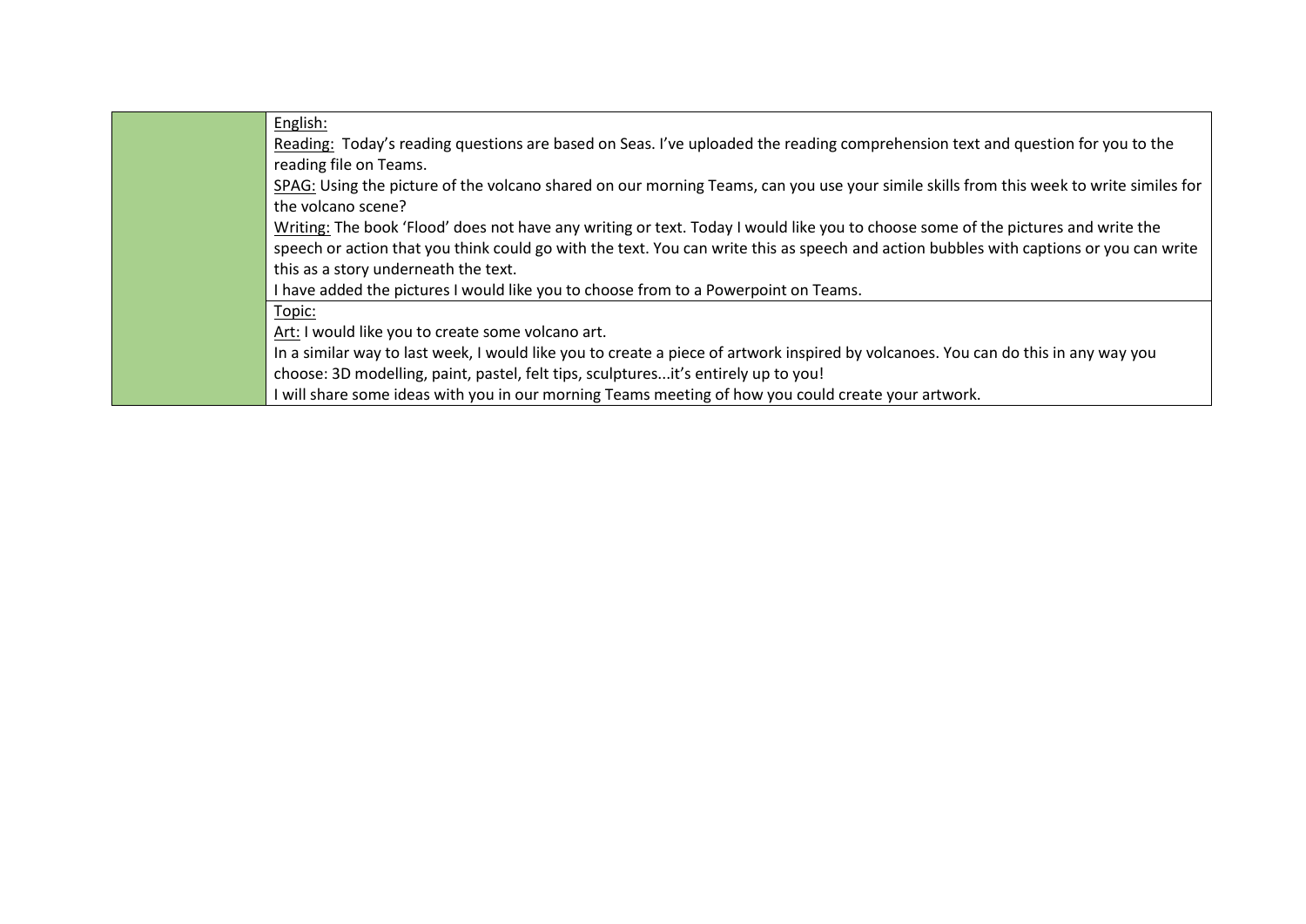| | |
|---|---|
| | <u>English:</u><br><u>Reading:</u> Today's reading questions are based on Seas. I've uploaded the reading comprehension text and question for you to the reading file on Teams.<br><u>SPAG:</u> Using the picture of the volcano shared on our morning Teams, can you use your simile skills from this week to write similes for the volcano scene?<br><u>Writing:</u> The book 'Flood' does not have any writing or text. Today I would like you to choose some of the pictures and write the speech or action that you think could go with the text. You can write this as speech and action bubbles with captions or you can write this as a story underneath the text.<br>I have added the pictures I would like you to choose from to a Powerpoint on Teams. |
| | <u>Topic:</u><br><u>Art:</u> I would like you to create some volcano art.<br>In a similar way to last week, I would like you to create a piece of artwork inspired by volcanoes. You can do this in any way you choose: 3D modelling, paint, pastel, felt tips, sculptures...it's entirely up to you!<br>I will share some ideas with you in our morning Teams meeting of how you could create your artwork. |